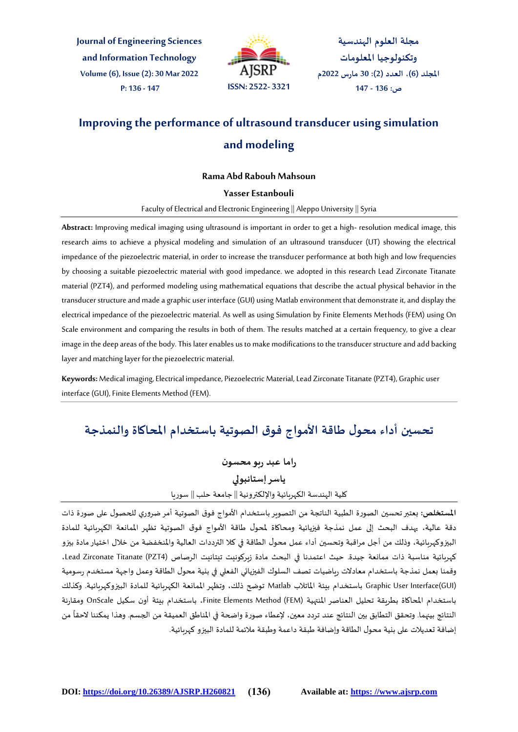# Improving the performance of ultrasound transducer using simulation and modeling

**Rama Abd Rabouh Mahsoun**

**Yasser Estanbouli**

Faculty of Electrical and Electronic Engineering || Aleppo University || Syria

**Abstract:** Improving medical imaging using ultrasound is important in order to get a high- resolution medical image, this research aims to achieve a physical modeling and simulation of an ultrasound transducer (UT) showing the electrical impedance of the piezoelectric material, in order to increase the transducer performance at both high and low frequencies by choosing a suitable piezoelectric material with good impedance. we adopted in this research Lead Zirconate Titanate material (PZT4), and performed modeling using mathematical equations that describe the actual physical behavior in the transducer structure and made a graphic user interface (GUI) using Matlab environment that demonstrate it, and display the electrical impedance of the piezoelectric material. As well as using Simulation by Finite Elements Methods (FEM) using On Scale environment and comparing the results in both of them. The results matched at a certain frequency, to give a clear image in the deep areas of the body. This later enables us to make modifications to the transducer structure and add backing layer and matching layer for the piezoelectric material.

**Keywords:** Medical imaging, Electrical impedance, Piezoelectric Material, Lead Zirconate Titanate (PZT4), Graphic user interface (GUI), Finite Elements Method (FEM).

# تحسين أداء محول طاقة الأمواج فوق الصوتية باستخدام المحاكاة والنمذجة

**راما عبد ربو محسون**

**ياسر إستانبولي**

كلية الهندسة الكهربائية والإلكترونية || جامعة حلب || سوريا

**المستخلص:** يعتبر تحسين الصورة الطبية الناتجة من التصوير باستخدام الأمواج فوق الصوتية أمر ضروري للحصول على صورة ذات دقة عالية، يهدف البحث إلى عمل نمذجة فيزيائية ومحاكاة لمحول طاقة الأمواج فوق الصوتية تظهر الممانعة الكهربائية للمادة البيزوكهربائية، وذلك من أجل مراقبة وتحسين أداء عمل محول الطاقة في كلا الترددات العالية والمنخفضة من خلال اختيار مادة بيزو كهربائية مناسبة ذات ممانعة جيدة. حيث اعتمدنا في البحث مادة زيركونيت تيتانيت الرصاص Lead Zirconate Titanate (PZT4)، وقمنا بعمل نمذجة باستخدام معادلات رياضيات تصف السلوك الفيزيائي الفعلي في بنية محول الطاقة وعمل واجهة مستخدم رسومية Graphic User Interface(GUI) باستخدام بيئة الماتلاب Matlab توضح ذلك، وتظهر الممانعة الكهربائية للمادة البيزوكهربائية. وكذلك باستخدام المحاكاة بطريقة تحليل العناصر المنتهية Finite Elements Method (FEM)، باستخدام بيئة أون سكيل OnScale ومقارنة النتائج بينهما. وتحقق التطابق بين النتائج عند تردد معين، لإعطاء صورة واضحة في المناطق العميقة من الجسم. وهذا يمكننا لاحقاً من إضافة تعديلات على بنية محول الطاقة وإضافة طبقة داعمة وطبقة ملائمة للمادة البيزو كهربائية.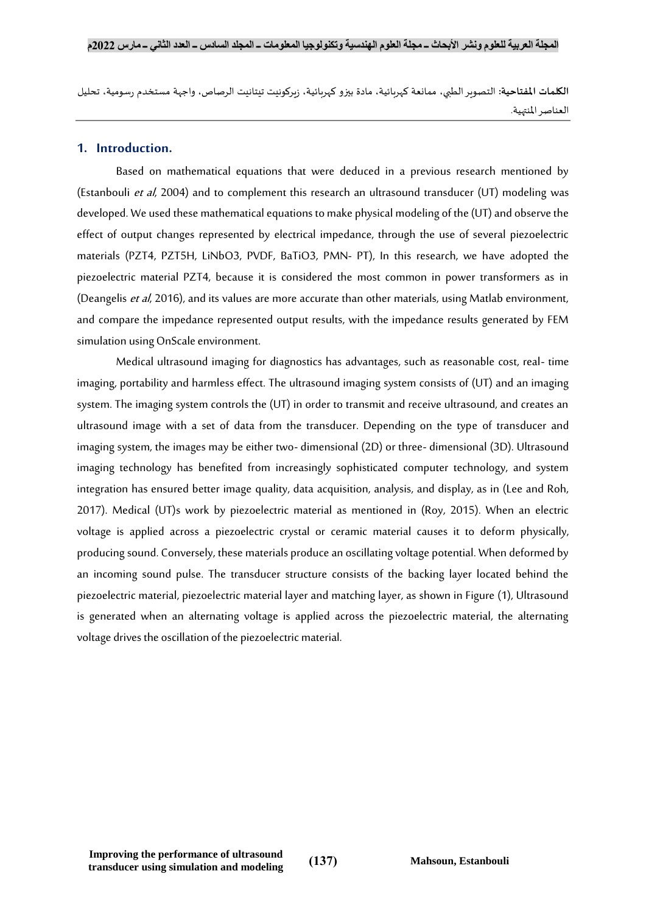**الكلمات المفتاحية:** التصوير الطبي، ممانعة كهربائية، مادة بيزو كهربائية، زيركونيت تيتانيت الرصاص، واجهة مستخدم رسومية، تحليل العناصر المنتهية.

## 1. Introduction.

Based on mathematical equations that were deduced in a previous research mentioned by (Estanbouli *et al*, 2004) and to complement this research an ultrasound transducer (UT) modeling was developed. We used these mathematical equations to make physical modeling of the (UT) and observe the effect of output changes represented by electrical impedance, through the use of several piezoelectric materials (PZT4, PZT5H, $LiNbO_3$, PVDF, $BaTiO_3$, PMN- PT), In this research, we have adopted the piezoelectric material PZT4, because it is considered the most common in power transformers as in (Deangelis *et al*, 2016), and its values are more accurate than other materials, using Matlab environment, and compare the impedance represented output results, with the impedance results generated by FEM simulation using OnScale environment.

Medical ultrasound imaging for diagnostics has advantages, such as reasonable cost, real- time imaging, portability and harmless effect. The ultrasound imaging system consists of (UT) and an imaging system. The imaging system controls the (UT) in order to transmit and receive ultrasound, and creates an ultrasound image with a set of data from the transducer. Depending on the type of transducer and imaging system, the images may be either two- dimensional (2D) or three- dimensional (3D). Ultrasound imaging technology has benefited from increasingly sophisticated computer technology, and system integration has ensured better image quality, data acquisition, analysis, and display, as in (Lee and Roh, 2017). Medical (UT)s work by piezoelectric material as mentioned in (Roy, 2015). When an electric voltage is applied across a piezoelectric crystal or ceramic material causes it to deform physically, producing sound. Conversely, these materials produce an oscillating voltage potential. When deformed by an incoming sound pulse. The transducer structure consists of the backing layer located behind the piezoelectric material, piezoelectric material layer and matching layer, as shown in Figure (1), Ultrasound is generated when an alternating voltage is applied across the piezoelectric material, the alternating voltage drives the oscillation of the piezoelectric material.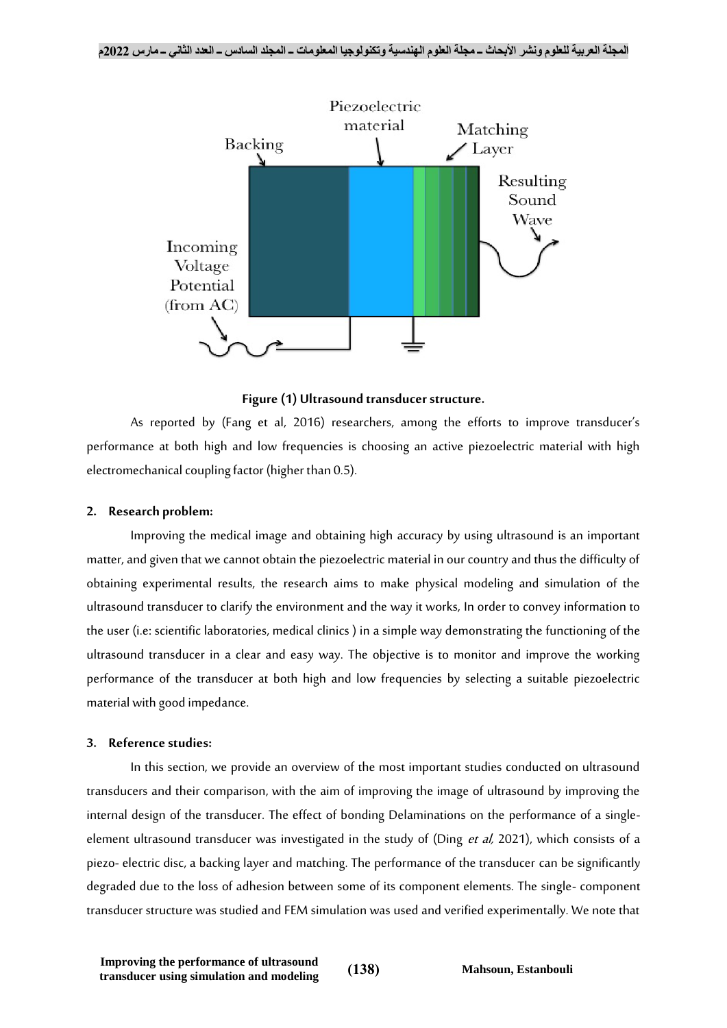Figure (1) Ultrasound transducer structure.

As reported by (Fang et al, 2016) researchers, among the efforts to improve transducer's performance at both high and low frequencies is choosing an active piezoelectric material with high electromechanical coupling factor (higher than 0.5).

## 2. Research problem:

Improving the medical image and obtaining high accuracy by using ultrasound is an important matter, and given that we cannot obtain the piezoelectric material in our country and thus the difficulty of obtaining experimental results, the research aims to make physical modeling and simulation of the ultrasound transducer to clarify the environment and the way it works, In order to convey information to the user (i.e: scientific laboratories, medical clinics ) in a simple way demonstrating the functioning of the ultrasound transducer in a clear and easy way. The objective is to monitor and improve the working performance of the transducer at both high and low frequencies by selecting a suitable piezoelectric material with good impedance.

## 3. Reference studies:

In this section, we provide an overview of the most important studies conducted on ultrasound transducers and their comparison, with the aim of improving the image of ultrasound by improving the internal design of the transducer. The effect of bonding Delaminations on the performance of a single-element ultrasound transducer was investigated in the study of (Ding *et al,* 2021), which consists of a piezo- electric disc, a backing layer and matching. The performance of the transducer can be significantly degraded due to the loss of adhesion between some of its component elements. The single- component transducer structure was studied and FEM simulation was used and verified experimentally. We note that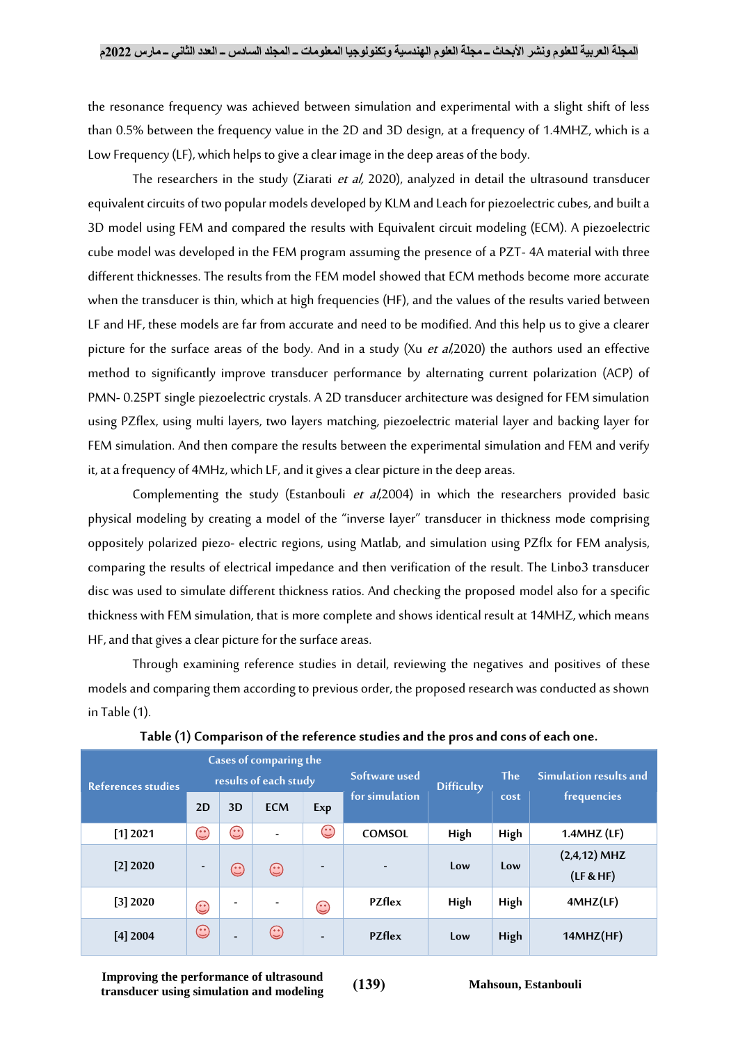the resonance frequency was achieved between simulation and experimental with a slight shift of less than 0.5% between the frequency value in the 2D and 3D design, at a frequency of 1.4MHZ, which is a Low Frequency (LF), which helps to give a clear image in the deep areas of the body.

The researchers in the study (Ziarati *et al,* 2020), analyzed in detail the ultrasound transducer equivalent circuits of two popular models developed by KLM and Leach for piezoelectric cubes, and built a 3D model using FEM and compared the results with Equivalent circuit modeling (ECM). A piezoelectric cube model was developed in the FEM program assuming the presence of a PZT- 4A material with three different thicknesses. The results from the FEM model showed that ECM methods become more accurate when the transducer is thin, which at high frequencies (HF), and the values of the results varied between LF and HF, these models are far from accurate and need to be modified. And this help us to give a clearer picture for the surface areas of the body. And in a study (Xu *et al*,2020) the authors used an effective method to significantly improve transducer performance by alternating current polarization (ACP) of PMN- 0.25PT single piezoelectric crystals. A 2D transducer architecture was designed for FEM simulation using PZflex, using multi layers, two layers matching, piezoelectric material layer and backing layer for FEM simulation. And then compare the results between the experimental simulation and FEM and verify it, at a frequency of 4MHz, which LF, and it gives a clear picture in the deep areas.

Complementing the study (Estanbouli *et al*,2004) in which the researchers provided basic physical modeling by creating a model of the "inverse layer" transducer in thickness mode comprising oppositely polarized piezo- electric regions, using Matlab, and simulation using PZflx for FEM analysis, comparing the results of electrical impedance and then verification of the result. The Linbo3 transducer disc was used to simulate different thickness ratios. And checking the proposed model also for a specific thickness with FEM simulation, that is more complete and shows identical result at 14MHZ, which means HF, and that gives a clear picture for the surface areas.

Through examining reference studies in detail, reviewing the negatives and positives of these models and comparing them according to previous order, the proposed research was conducted as shown in Table (1).

**Table (1) Comparison of the reference studies and the pros and cons of each one.**

| References studies | Cases of comparing the results of each study | | | | Software used for simulation | Difficulty | The cost | Simulation results and frequencies |
|---|---|---|---|---|---|---|---|---|
| | 2D | 3D | ECM | Exp | | | | |
| [1] 2021 | ☺ | ☺ | - | ☺ | COMSOL | High | High | 1.4MHZ (LF) |
| [2] 2020 | - | ☺ | ☺ | - | - | Low | Low | (2,4,12) MHZ (LF & HF) |
| [3] 2020 | ☺ | - | - | ☺ | PZflex | High | High | 4MHZ(LF) |
| [4] 2004 | ☺ | - | ☺ | - | PZflex | Low | High | 14MHZ(HF) |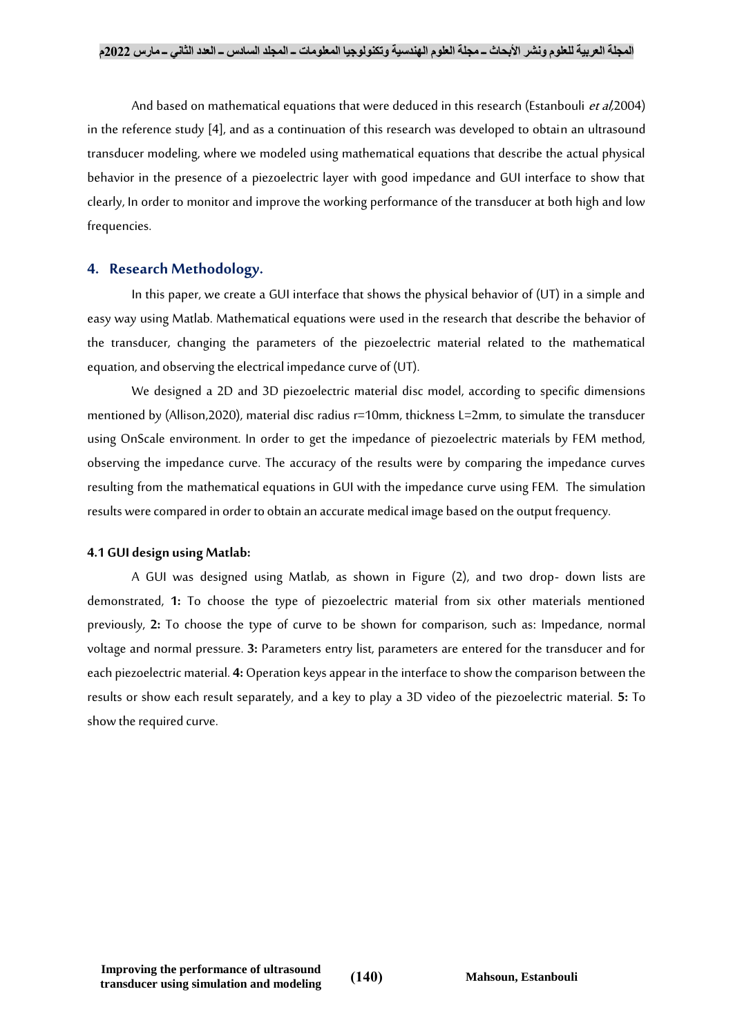And based on mathematical equations that were deduced in this research (Estanbouli *et al*,2004) in the reference study [4], and as a continuation of this research was developed to obtain an ultrasound transducer modeling, where we modeled using mathematical equations that describe the actual physical behavior in the presence of a piezoelectric layer with good impedance and GUI interface to show that clearly, In order to monitor and improve the working performance of the transducer at both high and low frequencies.

## 4. Research Methodology.

In this paper, we create a GUI interface that shows the physical behavior of (UT) in a simple and easy way using Matlab. Mathematical equations were used in the research that describe the behavior of the transducer, changing the parameters of the piezoelectric material related to the mathematical equation, and observing the electrical impedance curve of (UT).

We designed a 2D and 3D piezoelectric material disc model, according to specific dimensions mentioned by (Allison,2020), material disc radius r=10mm, thickness L=2mm, to simulate the transducer using OnScale environment. In order to get the impedance of piezoelectric materials by FEM method, observing the impedance curve. The accuracy of the results were by comparing the impedance curves resulting from the mathematical equations in GUI with the impedance curve using FEM. The simulation results were compared in order to obtain an accurate medical image based on the output frequency.

### 4.1 GUI design using Matlab:

A GUI was designed using Matlab, as shown in Figure (2), and two drop- down lists are demonstrated, **1:** To choose the type of piezoelectric material from six other materials mentioned previously, **2:** To choose the type of curve to be shown for comparison, such as: Impedance, normal voltage and normal pressure. **3:** Parameters entry list, parameters are entered for the transducer and for each piezoelectric material. **4:** Operation keys appear in the interface to show the comparison between the results or show each result separately, and a key to play a 3D video of the piezoelectric material. **5:** To show the required curve.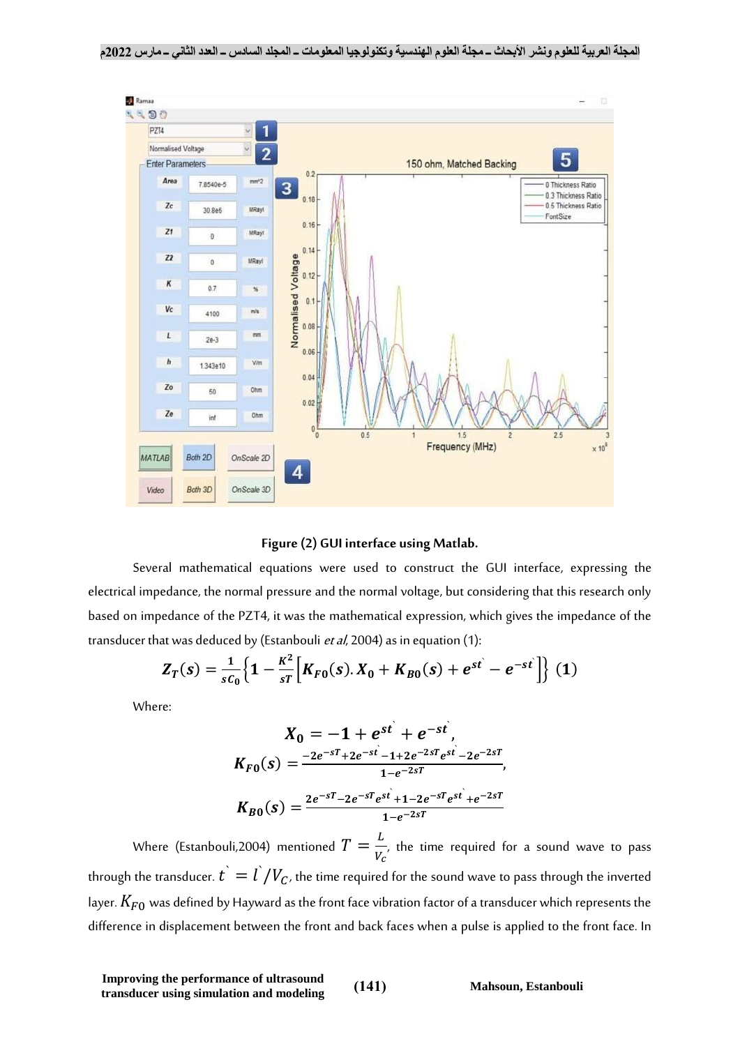Figure (2) GUI interface using Matlab.

Several mathematical equations were used to construct the GUI interface, expressing the electrical impedance, the normal pressure and the normal voltage, but considering that this research only based on impedance of the PZT4, it was the mathematical expression, which gives the impedance of the transducer that was deduced by (Estanbouli *et al*, 2004) as in equation (1):

$$Z_T(s) = \frac{1}{sC_0}\left\{1 - \frac{K^2}{sT}\left[K_{F0}(s).X_0 + K_{B0}(s) + e^{st'} - e^{-st'}\right]\right\} \quad (1)$$

Where:

$$X_0 = -1 + e^{st'} + e^{-st'},$$

$$K_{F0}(s) = \frac{-2e^{-sT} + 2e^{-st'} - 1 + 2e^{-2sT}e^{st'} - 2e^{-2sT}}{1 - e^{-2sT}},$$

$$K_{B0}(s) = \frac{2e^{-sT} - 2e^{-sT}e^{st'} + 1 - 2e^{-sT}e^{st'} + e^{-2sT}}{1 - e^{-2sT}}$$

Where (Estanbouli,2004) mentioned $T = \frac{L}{V_c}$, the time required for a sound wave to pass through the transducer. $t' = l'/V_C$, the time required for the sound wave to pass through the inverted layer. $K_{F0}$ was defined by Hayward as the front face vibration factor of a transducer which represents the difference in displacement between the front and back faces when a pulse is applied to the front face. In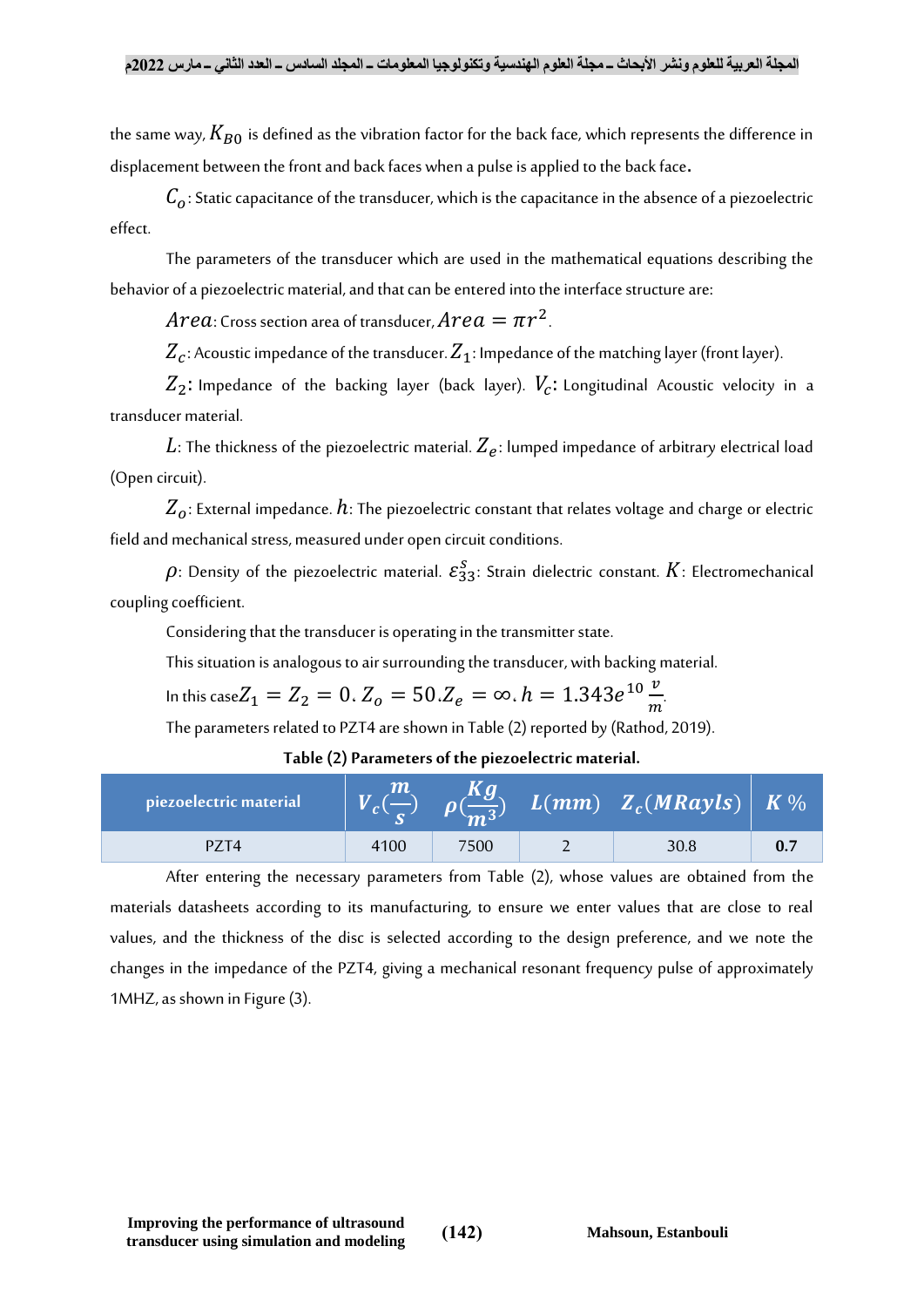the same way, $K_{B0}$ is defined as the vibration factor for the back face, which represents the difference in displacement between the front and back faces when a pulse is applied to the back face**.**

$C_o$: Static capacitance of the transducer, which is the capacitance in the absence of a piezoelectric effect.

The parameters of the transducer which are used in the mathematical equations describing the behavior of a piezoelectric material, and that can be entered into the interface structure are:

$Area$: Cross section area of transducer, $Area = \pi r^2$.

$Z_c$: Acoustic impedance of the transducer. $Z_1$: Impedance of the matching layer (front layer).

$Z_2$**:** Impedance of the backing layer (back layer). $V_c$**:** Longitudinal Acoustic velocity in a transducer material.

$L$: The thickness of the piezoelectric material. $Z_e$: lumped impedance of arbitrary electrical load (Open circuit).

$Z_o$: External impedance. $h$: The piezoelectric constant that relates voltage and charge or electric field and mechanical stress, measured under open circuit conditions.

$\rho$: Density of the piezoelectric material. $\varepsilon_{33}^{S}$: Strain dielectric constant. $K$: Electromechanical coupling coefficient.

Considering that the transducer is operating in the transmitter state.

This situation is analogous to air surrounding the transducer, with backing material.

In this case $Z_1 = Z_2 = 0$. $Z_o = 50$. $Z_e = \infty$. $h = 1.343e^{10}\,\frac{v}{m}$.

The parameters related to PZT4 are shown in Table (2) reported by (Rathod, 2019).

**Table (2) Parameters of the piezoelectric material.**

| piezoelectric material | $V_c(\frac{m}{s})$ | $\rho(\frac{Kg}{m^3})$ | $L(mm)$ | $Z_c(MRayls)$ | $K\,\%$ |
|---|---|---|---|---|---|
| PZT4 | 4100 | 7500 | 2 | 30.8 | **0.7** |

After entering the necessary parameters from Table (2), whose values are obtained from the materials datasheets according to its manufacturing, to ensure we enter values that are close to real values, and the thickness of the disc is selected according to the design preference, and we note the changes in the impedance of the PZT4, giving a mechanical resonant frequency pulse of approximately 1MHZ, as shown in Figure (3).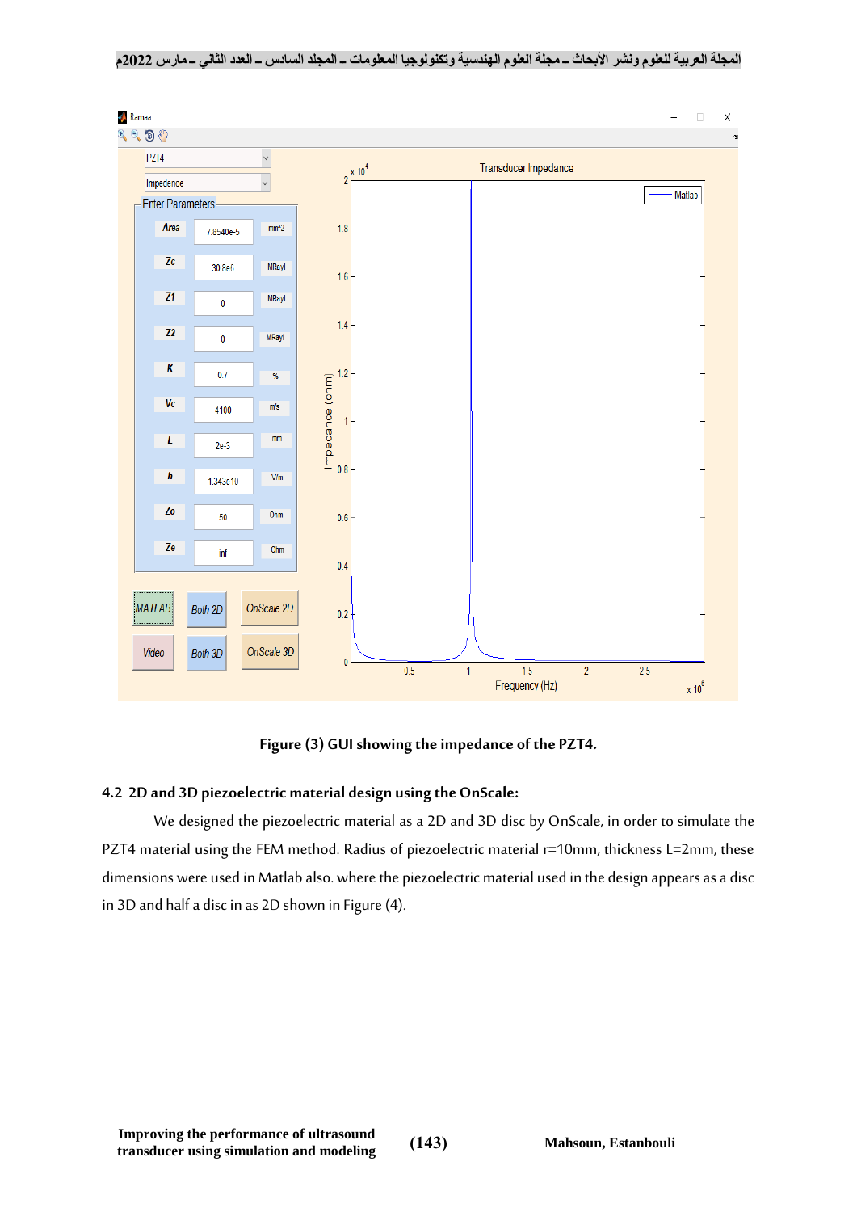Figure (3) GUI showing the impedance of the PZT4.

## 4.2 2D and 3D piezoelectric material design using the OnScale:

We designed the piezoelectric material as a 2D and 3D disc by OnScale, in order to simulate the PZT4 material using the FEM method. Radius of piezoelectric material r=10mm, thickness L=2mm, these dimensions were used in Matlab also. where the piezoelectric material used in the design appears as a disc in 3D and half a disc in as 2D shown in Figure (4).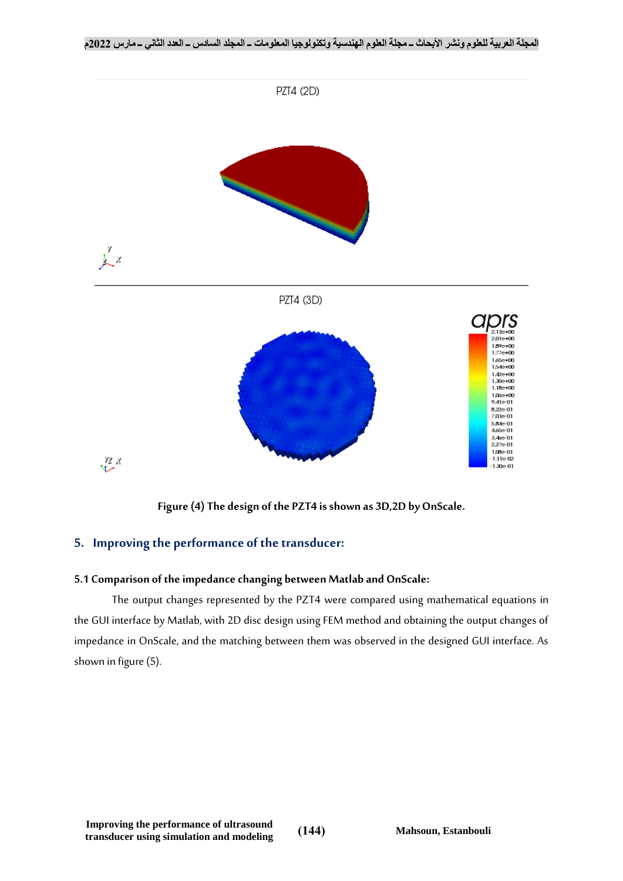Figure (4) The design of the PZT4 is shown as 3D,2D by OnScale.

## 5. Improving the performance of the transducer:

### 5.1 Comparison of the impedance changing between Matlab and OnScale:

The output changes represented by the PZT4 were compared using mathematical equations in the GUI interface by Matlab, with 2D disc design using FEM method and obtaining the output changes of impedance in OnScale, and the matching between them was observed in the designed GUI interface. As shown in figure (5).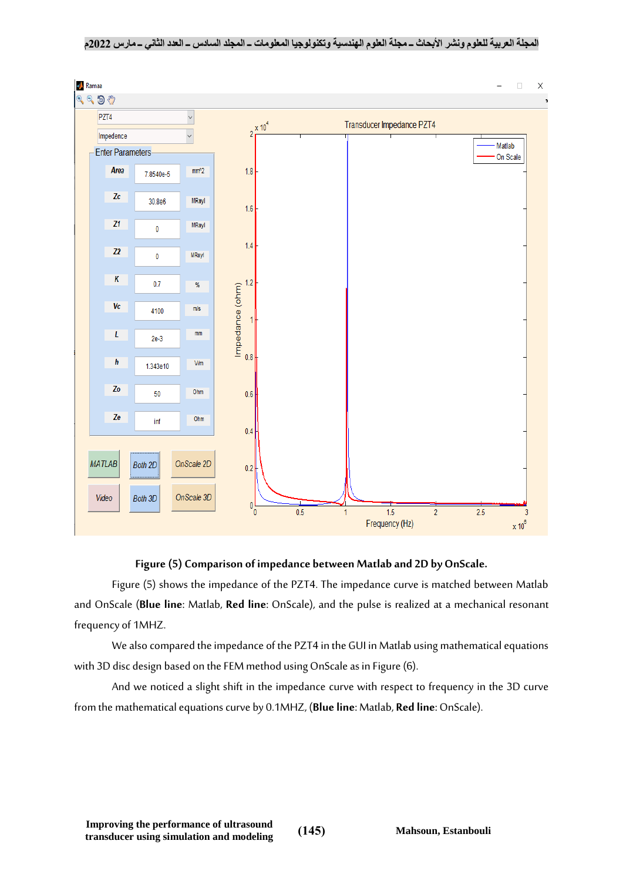**Figure (5) Comparison of impedance between Matlab and 2D by OnScale.**

Figure (5) shows the impedance of the PZT4. The impedance curve is matched between Matlab and OnScale (**Blue line**: Matlab, **Red line**: OnScale), and the pulse is realized at a mechanical resonant frequency of 1MHZ.

We also compared the impedance of the PZT4 in the GUI in Matlab using mathematical equations with 3D disc design based on the FEM method using OnScale as in Figure (6).

And we noticed a slight shift in the impedance curve with respect to frequency in the 3D curve from the mathematical equations curve by 0.1MHZ, (**Blue line**: Matlab, **Red line**: OnScale).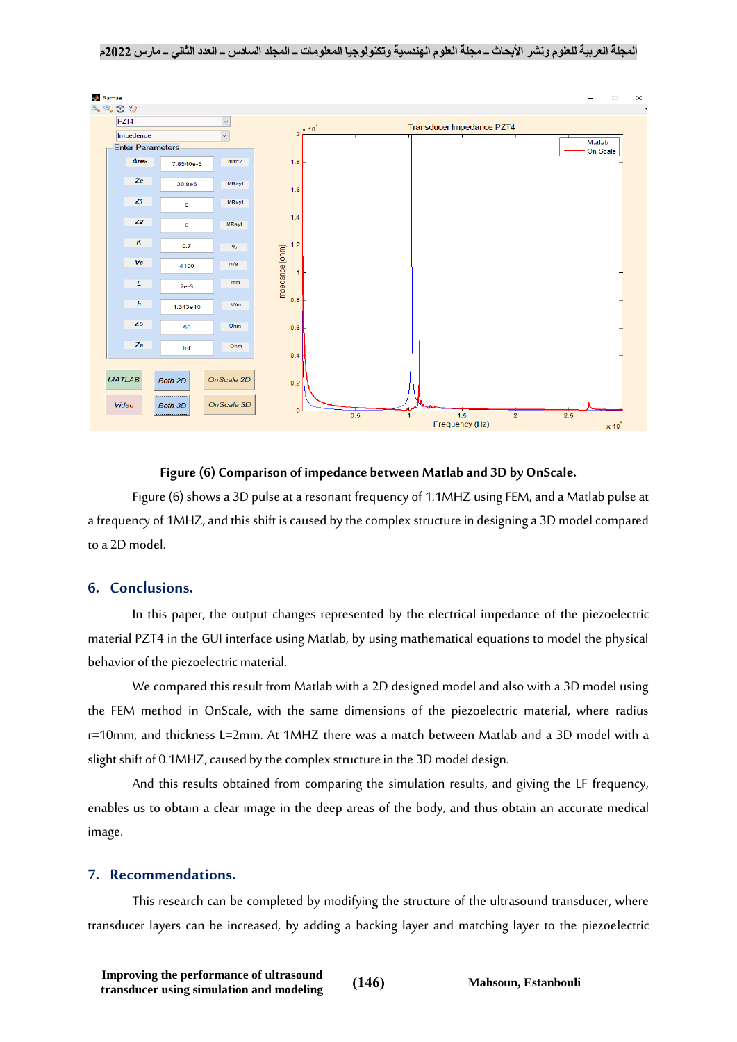**Figure (6) Comparison of impedance between Matlab and 3D by OnScale.**

Figure (6) shows a 3D pulse at a resonant frequency of 1.1MHZ using FEM, and a Matlab pulse at a frequency of 1MHZ, and this shift is caused by the complex structure in designing a 3D model compared to a 2D model.

## 6. Conclusions.

In this paper, the output changes represented by the electrical impedance of the piezoelectric material PZT4 in the GUI interface using Matlab, by using mathematical equations to model the physical behavior of the piezoelectric material.

We compared this result from Matlab with a 2D designed model and also with a 3D model using the FEM method in OnScale, with the same dimensions of the piezoelectric material, where radius r=10mm, and thickness L=2mm. At 1MHZ there was a match between Matlab and a 3D model with a slight shift of 0.1MHZ, caused by the complex structure in the 3D model design.

And this results obtained from comparing the simulation results, and giving the LF frequency, enables us to obtain a clear image in the deep areas of the body, and thus obtain an accurate medical image.

## 7. Recommendations.

This research can be completed by modifying the structure of the ultrasound transducer, where transducer layers can be increased, by adding a backing layer and matching layer to the piezoelectric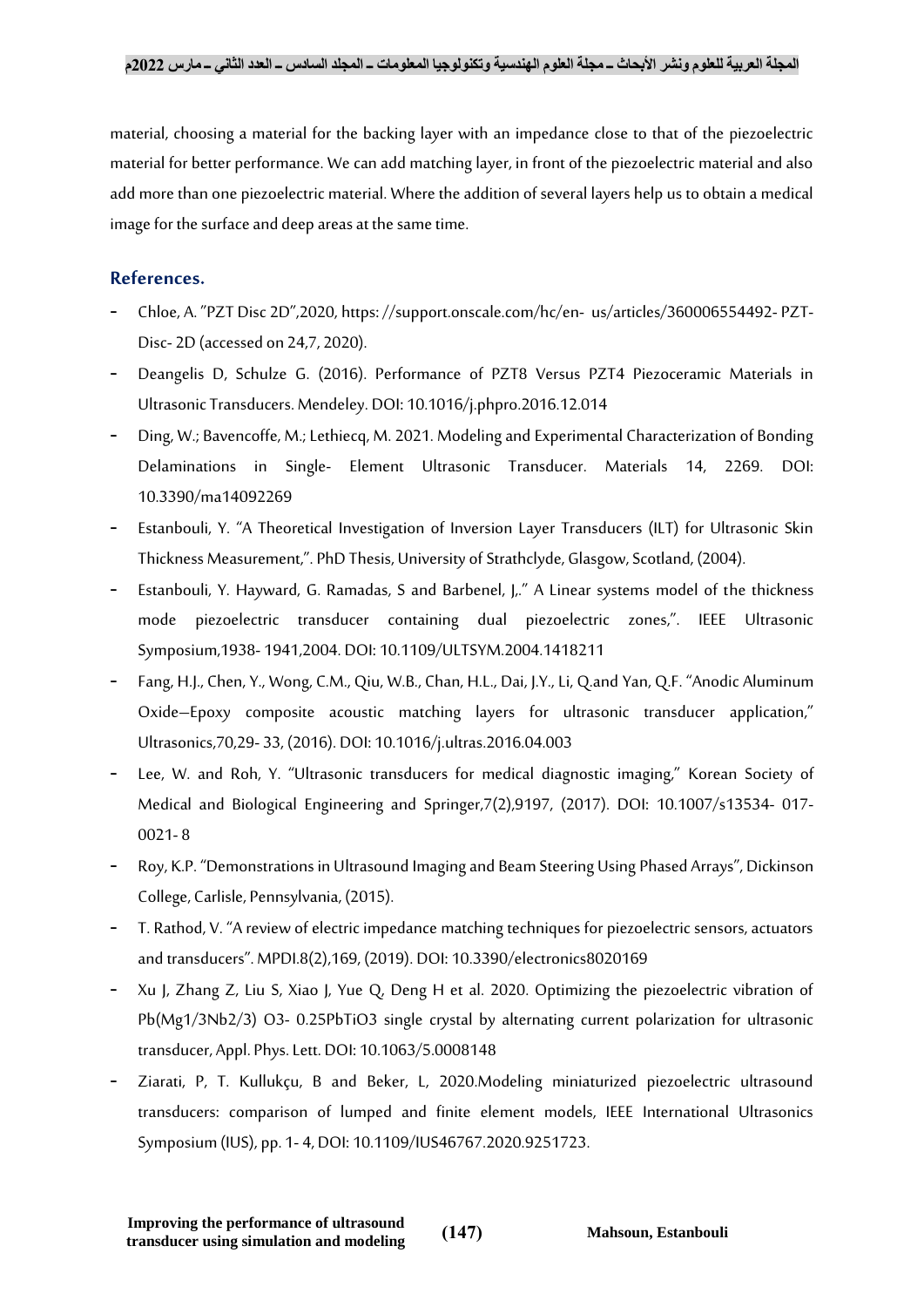material, choosing a material for the backing layer with an impedance close to that of the piezoelectric material for better performance. We can add matching layer, in front of the piezoelectric material and also add more than one piezoelectric material. Where the addition of several layers help us to obtain a medical image for the surface and deep areas at the same time.

## References.

- Chloe, A. "PZT Disc 2D",2020, https: //support.onscale.com/hc/en- us/articles/360006554492- PZT-Disc- 2D (accessed on 24,7, 2020).
- Deangelis D, Schulze G. (2016). Performance of PZT8 Versus PZT4 Piezoceramic Materials in Ultrasonic Transducers. Mendeley. DOI: 10.1016/j.phpro.2016.12.014
- Ding, W.; Bavencoffe, M.; Lethiecq, M. 2021. Modeling and Experimental Characterization of Bonding Delaminations in Single- Element Ultrasonic Transducer. Materials 14, 2269. DOI: 10.3390/ma14092269
- Estanbouli, Y. "A Theoretical Investigation of Inversion Layer Transducers (ILT) for Ultrasonic Skin Thickness Measurement,". PhD Thesis, University of Strathclyde, Glasgow, Scotland, (2004).
- Estanbouli, Y. Hayward, G. Ramadas, S and Barbenel, J,." A Linear systems model of the thickness mode piezoelectric transducer containing dual piezoelectric zones,". IEEE Ultrasonic Symposium,1938- 1941,2004. DOI: 10.1109/ULTSYM.2004.1418211
- Fang, H.J., Chen, Y., Wong, C.M., Qiu, W.B., Chan, H.L., Dai, J.Y., Li, Q.and Yan, Q.F. "Anodic Aluminum Oxide–Epoxy composite acoustic matching layers for ultrasonic transducer application," Ultrasonics,70,29- 33, (2016). DOI: 10.1016/j.ultras.2016.04.003
- Lee, W. and Roh, Y. "Ultrasonic transducers for medical diagnostic imaging," Korean Society of Medical and Biological Engineering and Springer,7(2),9197, (2017). DOI: 10.1007/s13534- 017-0021- 8
- Roy, K.P. "Demonstrations in Ultrasound Imaging and Beam Steering Using Phased Arrays", Dickinson College, Carlisle, Pennsylvania, (2015).
- T. Rathod, V. "A review of electric impedance matching techniques for piezoelectric sensors, actuators and transducers". MPDI.8(2),169, (2019). DOI: 10.3390/electronics8020169
- Xu J, Zhang Z, Liu S, Xiao J, Yue Q, Deng H et al. 2020. Optimizing the piezoelectric vibration of Pb(Mg1/3Nb2/3) O3- 0.25PbTiO3 single crystal by alternating current polarization for ultrasonic transducer, Appl. Phys. Lett. DOI: 10.1063/5.0008148
- Ziarati, P, T. Kullukçu, B and Beker, L, 2020.Modeling miniaturized piezoelectric ultrasound transducers: comparison of lumped and finite element models, IEEE International Ultrasonics Symposium (IUS), pp. 1- 4, DOI: 10.1109/IUS46767.2020.9251723.